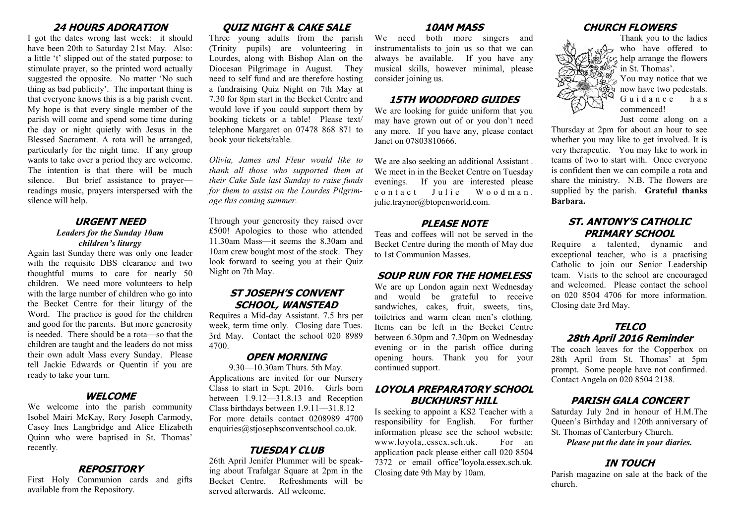## 24 HOURS ADORATION

I got the dates wrong last week: it should have been 20th to Saturday 21st May. Also: a little 't' slipped out of the stated purpose: to stimulate prayer, so the printed word actually suggested the opposite. No matter 'No such thing as bad publicity'. The important thing is that everyone knows this is a big parish event. My hope is that every single member of the parish will come and spend some time during the day or night quietly with Jesus in the Blessed Sacrament. A rota will be arranged, particularly for the night time. If any group wants to take over a period they are welcome. The intention is that there will be much silence. But brief assistance to prayer—readings music, prayers interspersed with the silence will help.

## URGENT NEED

***Leaders for the Sunday 10am children's liturgy***

Again last Sunday there was only one leader with the requisite DBS clearance and two thoughtful mums to care for nearly 50 children. We need more volunteers to help with the large number of children who go into the Becket Centre for their liturgy of the Word. The practice is good for the children and good for the parents. But more generosity is needed. There should be a rota—so that the children are taught and the leaders do not miss their own adult Mass every Sunday. Please tell Jackie Edwards or Quentin if you are ready to take your turn.

## WELCOME

We welcome into the parish community Isobel Mairi McKay, Rory Joseph Carmody, Casey Ines Langbridge and Alice Elizabeth Quinn who were baptised in St. Thomas' recently.

## REPOSITORY

First Holy Communion cards and gifts available from the Repository.

## QUIZ NIGHT & CAKE SALE

Three young adults from the parish (Trinity pupils) are volunteering in Lourdes, along with Bishop Alan on the Diocesan Pilgrimage in August. They need to self fund and are therefore hosting a fundraising Quiz Night on 7th May at 7.30 for 8pm start in the Becket Centre and would love if you could support them by booking tickets or a table! Please text/ telephone Margaret on 07478 868 871 to book your tickets/table.

*Olivia, James and Fleur would like to thank all those who supported them at their Cake Sale last Sunday to raise funds for them to assist on the Lourdes Pilgrimage this coming summer.*

Through your generosity they raised over £500! Apologies to those who attended 11.30am Mass—it seems the 8.30am and 10am crew bought most of the stock. They look forward to seeing you at their Quiz Night on 7th May.

## ST JOSEPH'S CONVENT SCHOOL, WANSTEAD

Requires a Mid-day Assistant. 7.5 hrs per week, term time only. Closing date Tues. 3rd May. Contact the school 020 8989 4700.

## OPEN MORNING

9.30—10.30am Thurs. 5th May.

Applications are invited for our Nursery Class to start in Sept. 2016. Girls born between 1.9.12—31.8.13 and Reception Class birthdays between 1.9.11—31.8.12 For more details contact 0208989 4700 enquiries@stjosephsconventschool.co.uk.

## TUESDAY CLUB

26th April Jenifer Plummer will be speaking about Trafalgar Square at 2pm in the Becket Centre. Refreshments will be served afterwards. All welcome.

## 10AM MASS

We need both more singers and instrumentalists to join us so that we can always be available. If you have any musical skills, however minimal, please consider joining us.

## 15TH WOODFORD GUIDES

We are looking for guide uniform that you may have grown out of or you don't need any more. If you have any, please contact Janet on 07803810666.

We are also seeking an additional Assistant . We meet in in the Becket Centre on Tuesday evenings. If you are interested please contact Julie Woodman. julie.traynor@btopenworld.com.

## PLEASE NOTE

Teas and coffees will not be served in the Becket Centre during the month of May due to 1st Communion Masses.

## SOUP RUN FOR THE HOMELESS

We are up London again next Wednesday and would be grateful to receive sandwiches, cakes, fruit, sweets, tins, toiletries and warm clean men's clothing. Items can be left in the Becket Centre between 6.30pm and 7.30pm on Wednesday evening or in the parish office during opening hours. Thank you for your continued support.

## LOYOLA PREPARATORY SCHOOL BUCKHURST HILL

Is seeking to appoint a KS2 Teacher with a responsibility for English. For further information please see the school website: www.loyola,.essex.sch.uk. For an application pack please either call 020 8504 7372 or email office"loyola.essex.sch.uk. Closing date 9th May by 10am.

## CHURCH FLOWERS

Thank you to the ladies who have offered to help arrange the flowers in St. Thomas'. You may notice that we now have two pedestals. Guidance has commenced! Just come along on a Thursday at 2pm for about an hour to see whether you may like to get involved. It is very therapeutic. You may like to work in teams of two to start with. Once everyone is confident then we can compile a rota and share the ministry. N.B. The flowers are supplied by the parish. **Grateful thanks Barbara.**

## ST. ANTONY'S CATHOLIC PRIMARY SCHOOL

Require a talented, dynamic and exceptional teacher, who is a practising Catholic to join our Senior Leadership team. Visits to the school are encouraged and welcomed. Please contact the school on 020 8504 4706 for more information. Closing date 3rd May.

## TELCO 28th April 2016 Reminder

The coach leaves for the Copperbox on 28th April from St. Thomas' at 5pm prompt. Some people have not confirmed. Contact Angela on 020 8504 2138.

## PARISH GALA CONCERT

Saturday July 2nd in honour of H.M.The Queen's Birthday and 120th anniversary of St. Thomas of Canterbury Church.

***Please put the date in your diaries.***

## IN TOUCH

Parish magazine on sale at the back of the church.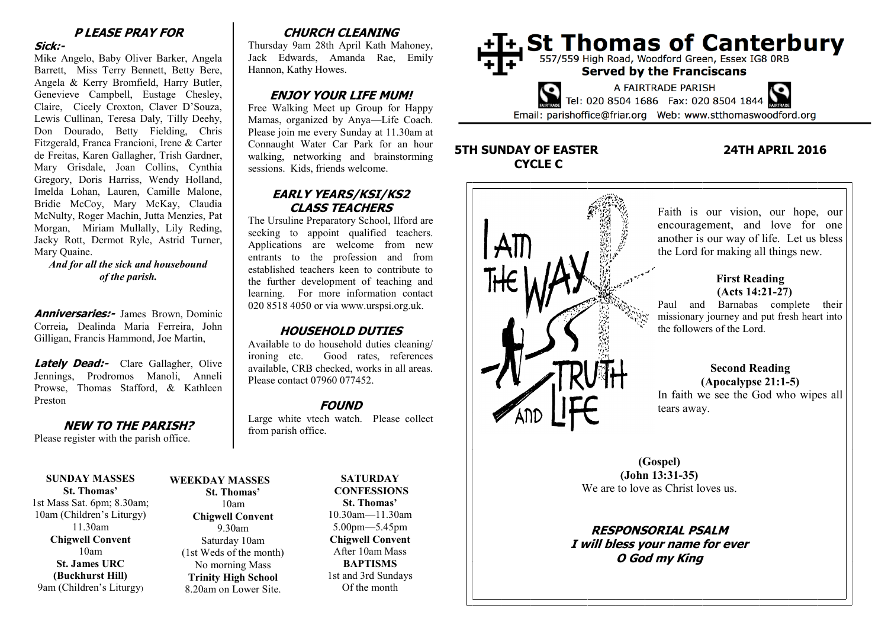## P LEASE PRAY FOR

**Sick:-**

Mike Angelo, Baby Oliver Barker, Angela Barrett, Miss Terry Bennett, Betty Bere, Angela & Kerry Bromfield, Harry Butler, Genevieve Campbell, Eustage Chesley, Claire, Cicely Croxton, Claver D'Souza, Lewis Cullinan, Teresa Daly, Tilly Deehy, Don Dourado, Betty Fielding, Chris Fitzgerald, Franca Francioni, Irene & Carter de Freitas, Karen Gallagher, Trish Gardner, Mary Grisdale, Joan Collins, Cynthia Gregory, Doris Harriss, Wendy Holland, Imelda Lohan, Lauren, Camille Malone, Bridie McCoy, Mary McKay, Claudia McNulty, Roger Machin, Jutta Menzies, Pat Morgan, Miriam Mullally, Lily Reding, Jacky Rott, Dermot Ryle, Astrid Turner, Mary Quaine.

***And for all the sick and housebound of the parish.***

**Anniversaries:-** James Brown, Dominic Correia, Dealinda Maria Ferreira, John Gilligan, Francis Hammond, Joe Martin,

**Lately Dead:-** Clare Gallagher, Olive Jennings, Prodromos Manoli, Anneli Prowse, Thomas Stafford, & Kathleen Preston

## NEW TO THE PARISH?

Please register with the parish office.

## CHURCH CLEANING

Thursday 9am 28th April Kath Mahoney, Jack Edwards, Amanda Rae, Emily Hannon, Kathy Howes.

## ENJOY YOUR LIFE MUM!

Free Walking Meet up Group for Happy Mamas, organized by Anya—Life Coach. Please join me every Sunday at 11.30am at Connaught Water Car Park for an hour walking, networking and brainstorming sessions. Kids, friends welcome.

## EARLY YEARS/KSI/KS2 CLASS TEACHERS

The Ursuline Preparatory School, Ilford are seeking to appoint qualified teachers. Applications are welcome from new entrants to the profession and from established teachers keen to contribute to the further development of teaching and learning. For more information contact 020 8518 4050 or via www.urspsi.org.uk.

## HOUSEHOLD DUTIES

Available to do household duties cleaning/ ironing etc. Good rates, references available, CRB checked, works in all areas. Please contact 07960 077452.

## FOUND

Large white vtech watch. Please collect from parish office.

**SUNDAY MASSES**
**St. Thomas'**
1st Mass Sat. 6pm; 8.30am;
10am (Children's Liturgy)
11.30am
**Chigwell Convent**
10am
**St. James URC (Buckhurst Hill)**
9am (Children's Liturgy)

**WEEKDAY MASSES**
**St. Thomas'**
10am
**Chigwell Convent**
9.30am
Saturday 10am
(1st Weds of the month)
No morning Mass
**Trinity High School**
8.20am on Lower Site.

**SATURDAY CONFESSIONS**
**St. Thomas'**
10.30am—11.30am
5.00pm—5.45pm
**Chigwell Convent**
After 10am Mass
**BAPTISMS**
1st and 3rd Sundays
Of the month

# St Thomas of Canterbury

557/559 High Road, Woodford Green, Essex IG8 0RB

**Served by the Franciscans**

A FAIRTRADE PARISH

Tel: 020 8504 1686 Fax: 020 8504 1844

Email: parishoffice@friar.org Web: www.stthomaswoodford.org

**5TH SUNDAY OF EASTER CYCLE C** — **24TH APRIL 2016**

I AM THE WAY TRUTH AND LIFE

Faith is our vision, our hope, our encouragement, and love for one another is our way of life. Let us bless the Lord for making all things new.

**First Reading**
**(Acts 14:21-27)**
Paul and Barnabas complete their missionary journey and put fresh heart into the followers of the Lord.

**Second Reading**
**(Apocalypse 21:1-5)**
In faith we see the God who wipes all tears away.

**(Gospel)**
**(John 13:31-35)**
We are to love as Christ loves us.

**RESPONSORIAL PSALM**
**I will bless your name for ever**
**O God my King**